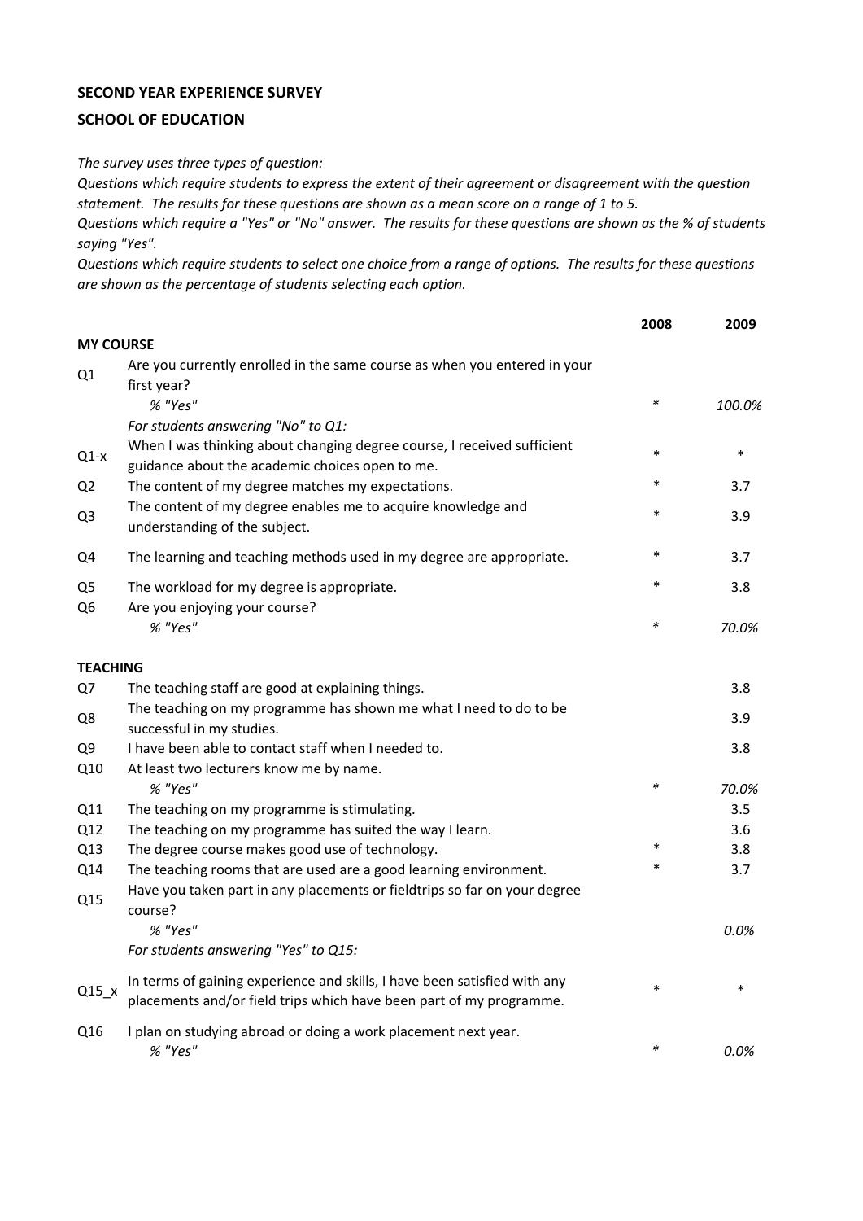**SECOND YEAR EXPERIENCE SURVEY**

**SCHOOL OF EDUCATION**

*The survey uses three types of question:*
*Questions which require students to express the extent of their agreement or disagreement with the question statement. The results for these questions are shown as a mean score on a range of 1 to 5.*
*Questions which require a "Yes" or "No" answer. The results for these questions are shown as the % of students saying "Yes".*
*Questions which require students to select one choice from a range of options. The results for these questions are shown as the percentage of students selecting each option.*

| | | 2008 | 2009 |
|---|---|---|---|
| **MY COURSE** | | | |
| Q1 | Are you currently enrolled in the same course as when you entered in your first year? | | |
| | *% "Yes"* | * | *100.0%* |
| | *For students answering "No" to Q1:* | | |
| Q1-x | When I was thinking about changing degree course, I received sufficient guidance about the academic choices open to me. | * | * |
| Q2 | The content of my degree matches my expectations. | * | 3.7 |
| Q3 | The content of my degree enables me to acquire knowledge and understanding of the subject. | * | 3.9 |
| Q4 | The learning and teaching methods used in my degree are appropriate. | * | 3.7 |
| Q5 | The workload for my degree is appropriate. | * | 3.8 |
| Q6 | Are you enjoying your course? | | |
| | *% "Yes"* | * | *70.0%* |
| **TEACHING** | | | |
| Q7 | The teaching staff are good at explaining things. | | 3.8 |
| Q8 | The teaching on my programme has shown me what I need to do to be successful in my studies. | | 3.9 |
| Q9 | I have been able to contact staff when I needed to. | | 3.8 |
| Q10 | At least two lecturers know me by name. | | |
| | *% "Yes"* | * | *70.0%* |
| Q11 | The teaching on my programme is stimulating. | | 3.5 |
| Q12 | The teaching on my programme has suited the way I learn. | | 3.6 |
| Q13 | The degree course makes good use of technology. | * | 3.8 |
| Q14 | The teaching rooms that are used are a good learning environment. | * | 3.7 |
| Q15 | Have you taken part in any placements or fieldtrips so far on your degree course? | | |
| | *% "Yes"* | | *0.0%* |
| | *For students answering "Yes" to Q15:* | | |
| Q15_x | In terms of gaining experience and skills, I have been satisfied with any placements and/or field trips which have been part of my programme. | * | * |
| Q16 | I plan on studying abroad or doing a work placement next year. | | |
| | *% "Yes"* | * | *0.0%* |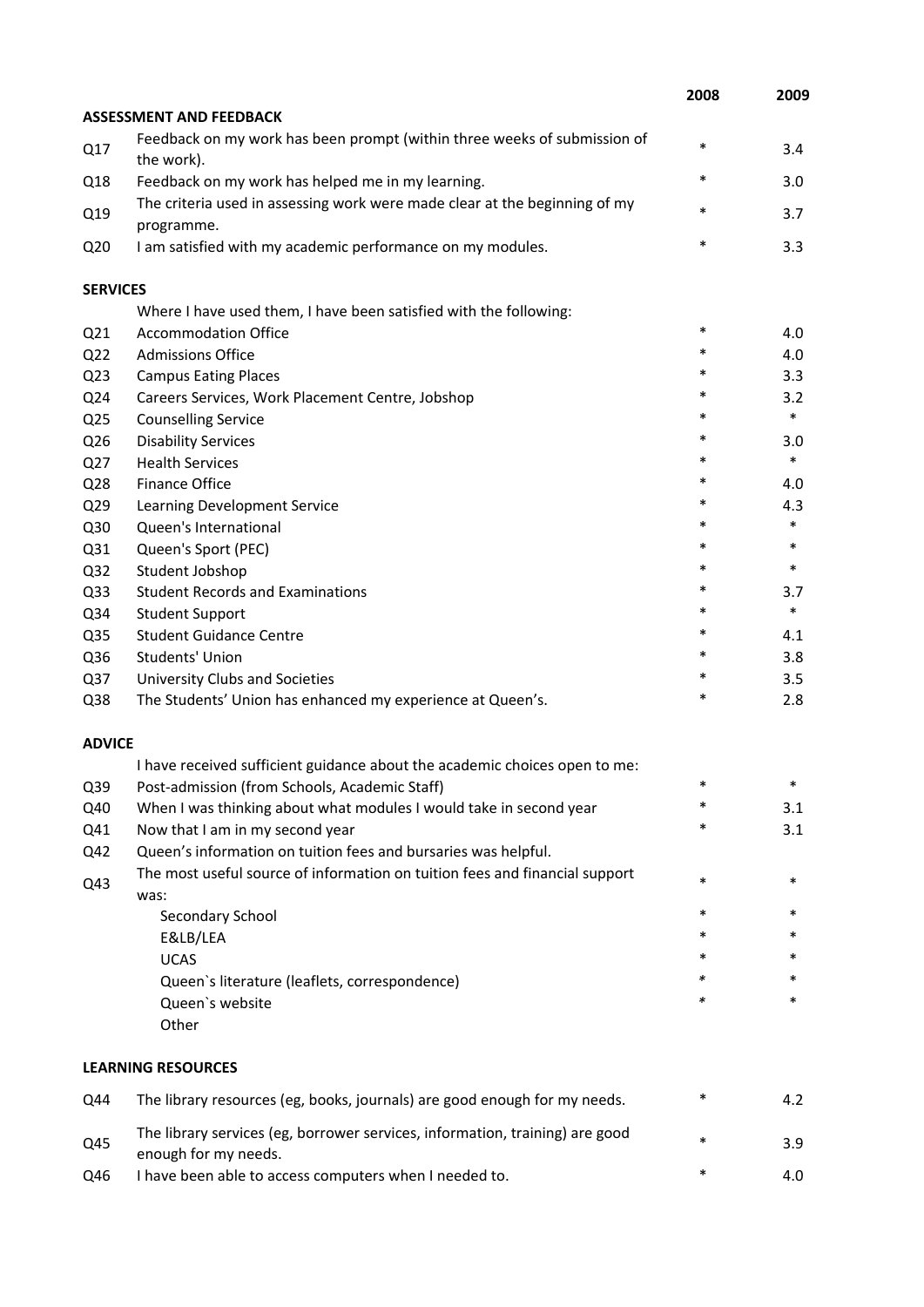| | | 2008 | 2009 |
|---|---|---|---|
| **ASSESSMENT AND FEEDBACK** | | | |
| Q17 | Feedback on my work has been prompt (within three weeks of submission of the work). | * | 3.4 |
| Q18 | Feedback on my work has helped me in my learning. | * | 3.0 |
| Q19 | The criteria used in assessing work were made clear at the beginning of my programme. | * | 3.7 |
| Q20 | I am satisfied with my academic performance on my modules. | * | 3.3 |
| **SERVICES** | | | |
| | Where I have used them, I have been satisfied with the following: | | |
| Q21 | Accommodation Office | * | 4.0 |
| Q22 | Admissions Office | * | 4.0 |
| Q23 | Campus Eating Places | * | 3.3 |
| Q24 | Careers Services, Work Placement Centre, Jobshop | * | 3.2 |
| Q25 | Counselling Service | * | * |
| Q26 | Disability Services | * | 3.0 |
| Q27 | Health Services | * | * |
| Q28 | Finance Office | * | 4.0 |
| Q29 | Learning Development Service | * | 4.3 |
| Q30 | Queen's International | * | * |
| Q31 | Queen's Sport (PEC) | * | * |
| Q32 | Student Jobshop | * | * |
| Q33 | Student Records and Examinations | * | 3.7 |
| Q34 | Student Support | * | * |
| Q35 | Student Guidance Centre | * | 4.1 |
| Q36 | Students' Union | * | 3.8 |
| Q37 | University Clubs and Societies | * | 3.5 |
| Q38 | The Students' Union has enhanced my experience at Queen's. | * | 2.8 |
| **ADVICE** | | | |
| | I have received sufficient guidance about the academic choices open to me: | | |
| Q39 | Post-admission (from Schools, Academic Staff) | * | * |
| Q40 | When I was thinking about what modules I would take in second year | * | 3.1 |
| Q41 | Now that I am in my second year | * | 3.1 |
| Q42 | Queen's information on tuition fees and bursaries was helpful. | | |
| Q43 | The most useful source of information on tuition fees and financial support was: | * | * |
| | Secondary School | * | * |
| | E&LB/LEA | * | * |
| | UCAS | * | * |
| | Queen`s literature (leaflets, correspondence) | * | * |
| | Queen`s website | * | * |
| | Other | | |
| **LEARNING RESOURCES** | | | |
| Q44 | The library resources (eg, books, journals) are good enough for my needs. | * | 4.2 |
| Q45 | The library services (eg, borrower services, information, training) are good enough for my needs. | * | 3.9 |
| Q46 | I have been able to access computers when I needed to. | * | 4.0 |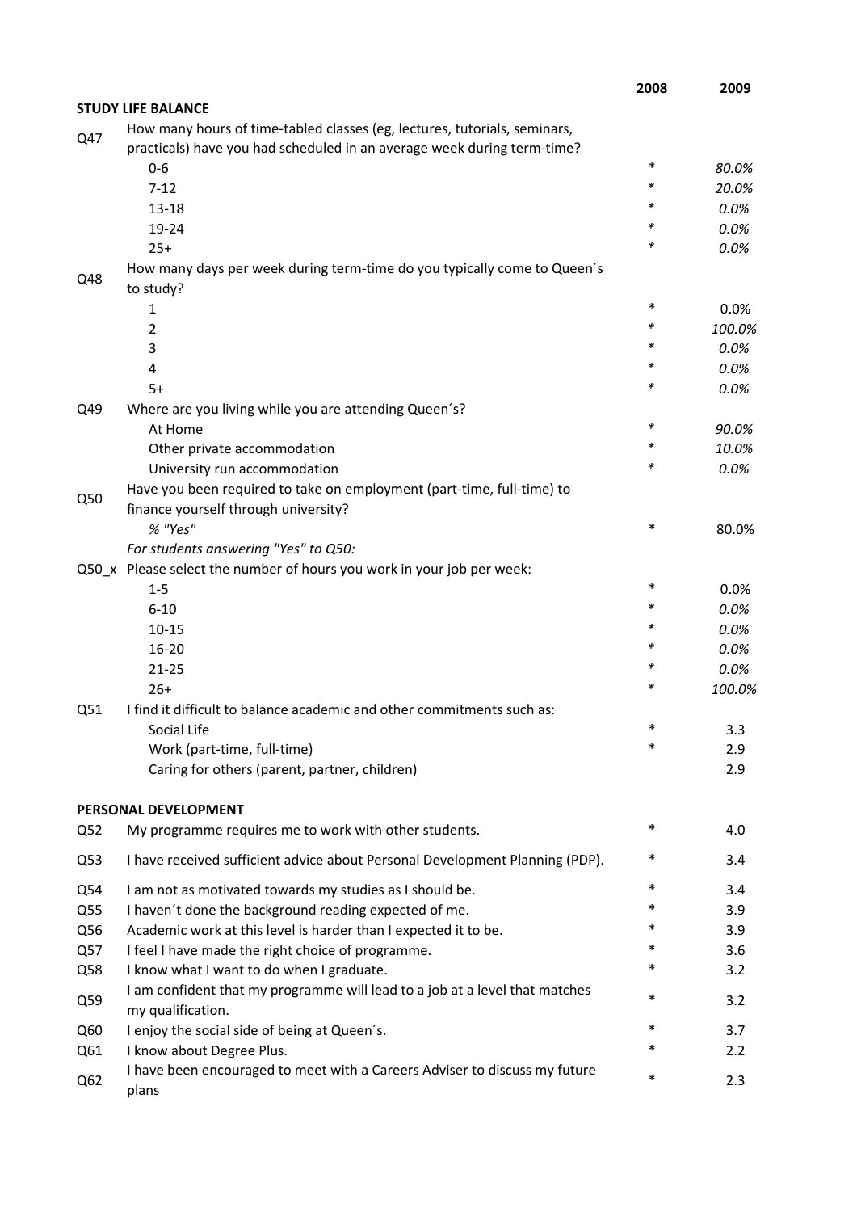| | | 2008 | 2009 |
|---|---|---|---|
| **STUDY LIFE BALANCE** | | | |
| Q47 | How many hours of time-tabled classes (eg, lectures, tutorials, seminars, practicals) have you had scheduled in an average week during term-time? | | |
| | 0-6 | * | *80.0%* |
| | 7-12 | * | *20.0%* |
| | 13-18 | * | *0.0%* |
| | 19-24 | * | *0.0%* |
| | 25+ | * | *0.0%* |
| Q48 | How many days per week during term-time do you typically come to Queen´s to study? | | |
| | 1 | * | 0.0% |
| | 2 | * | *100.0%* |
| | 3 | * | *0.0%* |
| | 4 | * | *0.0%* |
| | 5+ | * | *0.0%* |
| Q49 | Where are you living while you are attending Queen´s? | | |
| | At Home | * | *90.0%* |
| | Other private accommodation | * | *10.0%* |
| | University run accommodation | * | *0.0%* |
| Q50 | Have you been required to take on employment (part-time, full-time) to finance yourself through university? | | |
| | *% "Yes"* | * | 80.0% |
| | *For students answering "Yes" to Q50:* | | |
| Q50_x | Please select the number of hours you work in your job per week: | | |
| | 1-5 | * | 0.0% |
| | 6-10 | * | *0.0%* |
| | 10-15 | * | *0.0%* |
| | 16-20 | * | *0.0%* |
| | 21-25 | * | *0.0%* |
| | 26+ | * | *100.0%* |
| Q51 | I find it difficult to balance academic and other commitments such as: | | |
| | Social Life | * | 3.3 |
| | Work (part-time, full-time) | * | 2.9 |
| | Caring for others (parent, partner, children) | | 2.9 |
| **PERSONAL DEVELOPMENT** | | | |
| Q52 | My programme requires me to work with other students. | * | 4.0 |
| Q53 | I have received sufficient advice about Personal Development Planning (PDP). | * | 3.4 |
| Q54 | I am not as motivated towards my studies as I should be. | * | 3.4 |
| Q55 | I haven´t done the background reading expected of me. | * | 3.9 |
| Q56 | Academic work at this level is harder than I expected it to be. | * | 3.9 |
| Q57 | I feel I have made the right choice of programme. | * | 3.6 |
| Q58 | I know what I want to do when I graduate. | * | 3.2 |
| Q59 | I am confident that my programme will lead to a job at a level that matches my qualification. | * | 3.2 |
| Q60 | I enjoy the social side of being at Queen´s. | * | 3.7 |
| Q61 | I know about Degree Plus. | * | 2.2 |
| Q62 | I have been encouraged to meet with a Careers Adviser to discuss my future plans | * | 2.3 |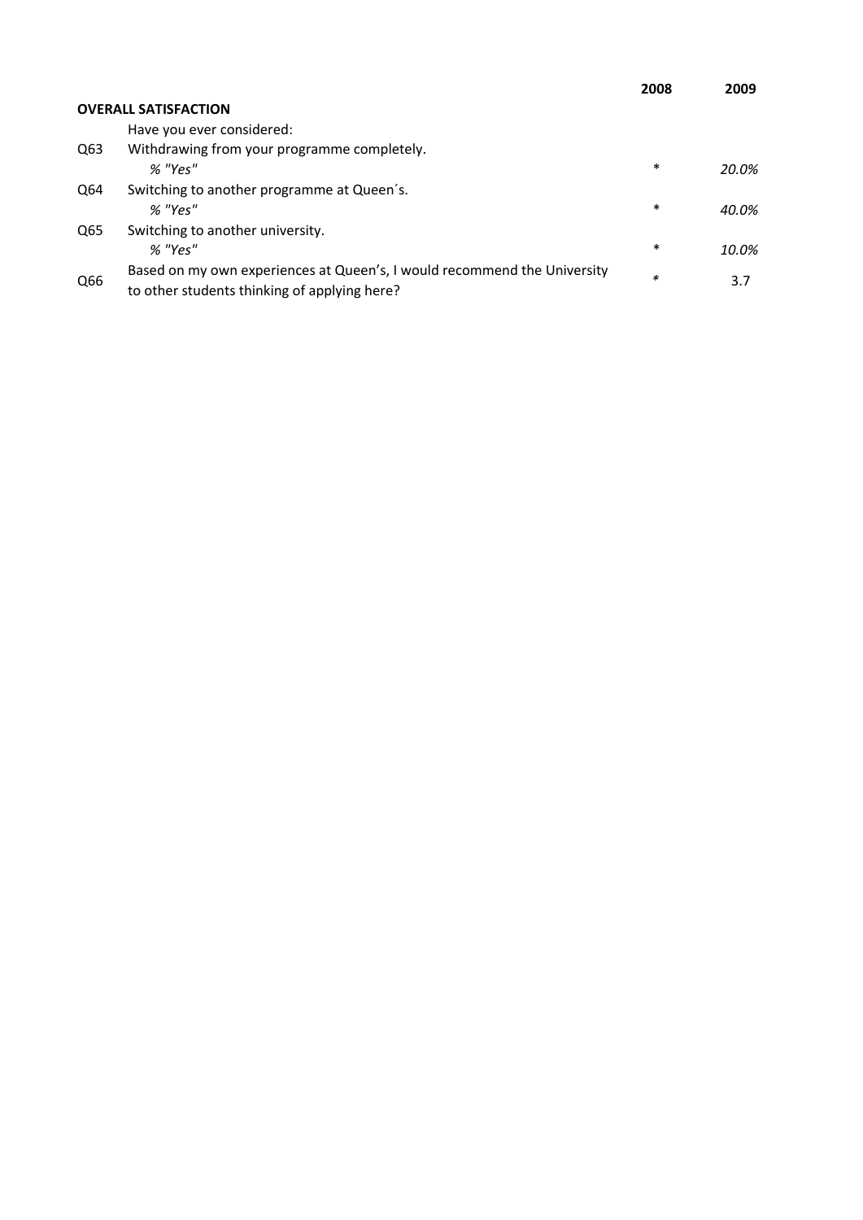| | | 2008 | 2009 |
|---|---|---|---|
| **OVERALL SATISFACTION** | | | |
| | Have you ever considered: | | |
| Q63 | Withdrawing from your programme completely. | | |
| | *% "Yes"* | * | *20.0%* |
| Q64 | Switching to another programme at Queen´s. | | |
| | *% "Yes"* | * | *40.0%* |
| Q65 | Switching to another university. | | |
| | *% "Yes"* | * | *10.0%* |
| Q66 | Based on my own experiences at Queen's, I would recommend the University to other students thinking of applying here? | * | 3.7 |